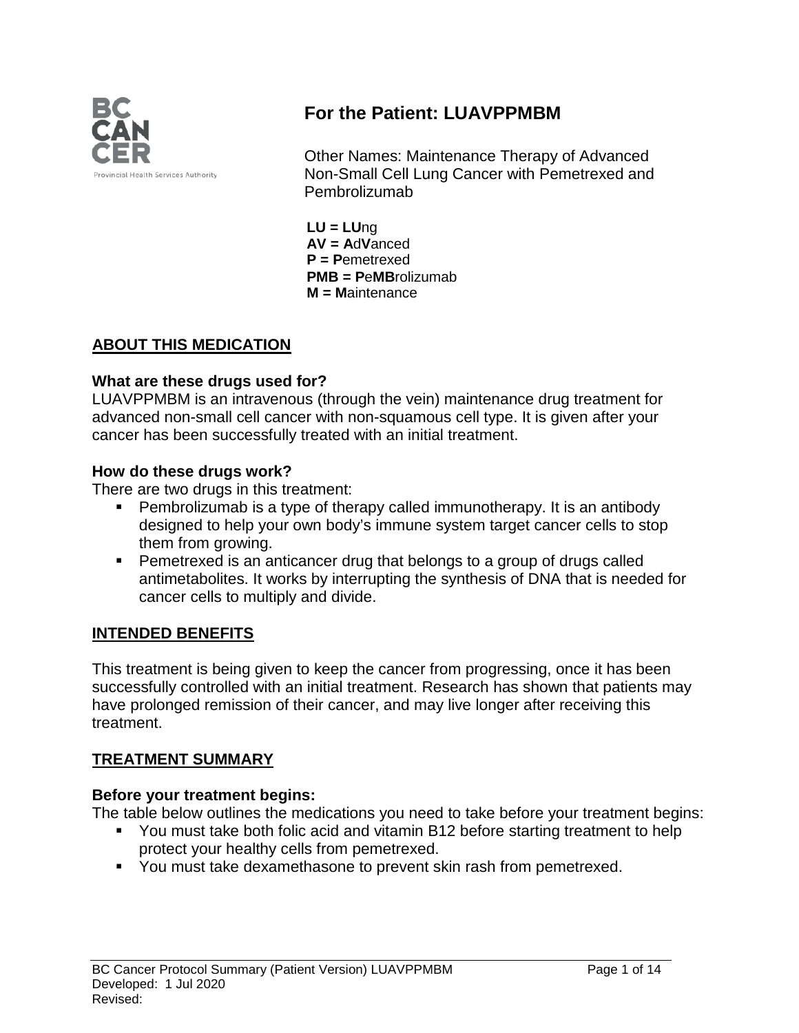# For the Patient: LUAVPPMBM

Other Names: Maintenance Therapy of Advanced Non-Small Cell Lung Cancer with Pemetrexed and Pembrolizumab

**LU = LU**ng
**AV = A**d**V**anced
**P = P**emetrexed
**PMB = P**e**MB**rolizumab
**M = M**aintenance

## ABOUT THIS MEDICATION

### What are these drugs used for?

LUAVPPMBM is an intravenous (through the vein) maintenance drug treatment for advanced non-small cell cancer with non-squamous cell type. It is given after your cancer has been successfully treated with an initial treatment.

### How do these drugs work?

There are two drugs in this treatment:

- Pembrolizumab is a type of therapy called immunotherapy. It is an antibody designed to help your own body's immune system target cancer cells to stop them from growing.
- Pemetrexed is an anticancer drug that belongs to a group of drugs called antimetabolites. It works by interrupting the synthesis of DNA that is needed for cancer cells to multiply and divide.

## INTENDED BENEFITS

This treatment is being given to keep the cancer from progressing, once it has been successfully controlled with an initial treatment. Research has shown that patients may have prolonged remission of their cancer, and may live longer after receiving this treatment.

## TREATMENT SUMMARY

### Before your treatment begins:

The table below outlines the medications you need to take before your treatment begins:

- You must take both folic acid and vitamin B12 before starting treatment to help protect your healthy cells from pemetrexed.
- You must take dexamethasone to prevent skin rash from pemetrexed.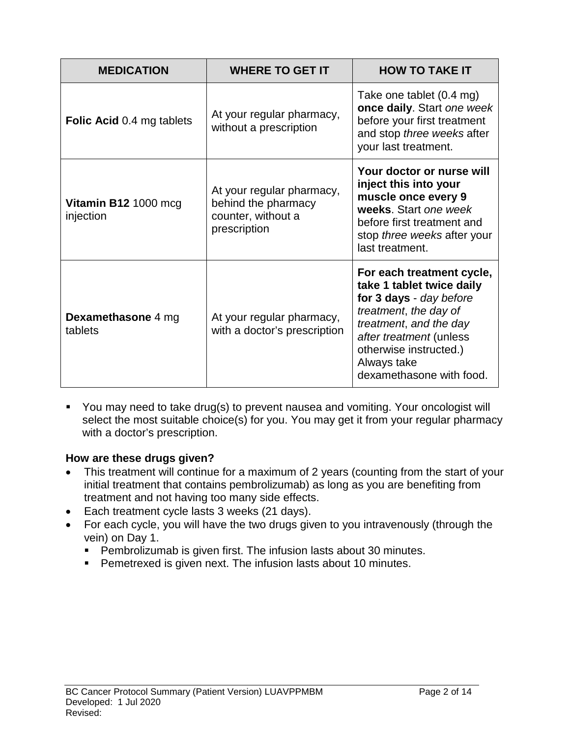| MEDICATION | WHERE TO GET IT | HOW TO TAKE IT |
|---|---|---|
| **Folic Acid** 0.4 mg tablets | At your regular pharmacy, without a prescription | Take one tablet (0.4 mg) **once daily**. Start *one week* before your first treatment and stop *three weeks* after your last treatment. |
| **Vitamin B12** 1000 mcg injection | At your regular pharmacy, behind the pharmacy counter, without a prescription | **Your doctor or nurse will inject this into your muscle once every 9 weeks**. Start *one week* before first treatment and stop *three weeks* after your last treatment. |
| **Dexamethasone** 4 mg tablets | At your regular pharmacy, with a doctor's prescription | **For each treatment cycle, take 1 tablet twice daily for 3 days** - *day before treatment*, *the day of treatment*, *and the day after treatment* (unless otherwise instructed.) Always take dexamethasone with food. |

- You may need to take drug(s) to prevent nausea and vomiting. Your oncologist will select the most suitable choice(s) for you. You may get it from your regular pharmacy with a doctor's prescription.

**How are these drugs given?**

- This treatment will continue for a maximum of 2 years (counting from the start of your initial treatment that contains pembrolizumab) as long as you are benefiting from treatment and not having too many side effects.
- Each treatment cycle lasts 3 weeks (21 days).
- For each cycle, you will have the two drugs given to you intravenously (through the vein) on Day 1.
  - Pembrolizumab is given first. The infusion lasts about 30 minutes.
  - Pemetrexed is given next. The infusion lasts about 10 minutes.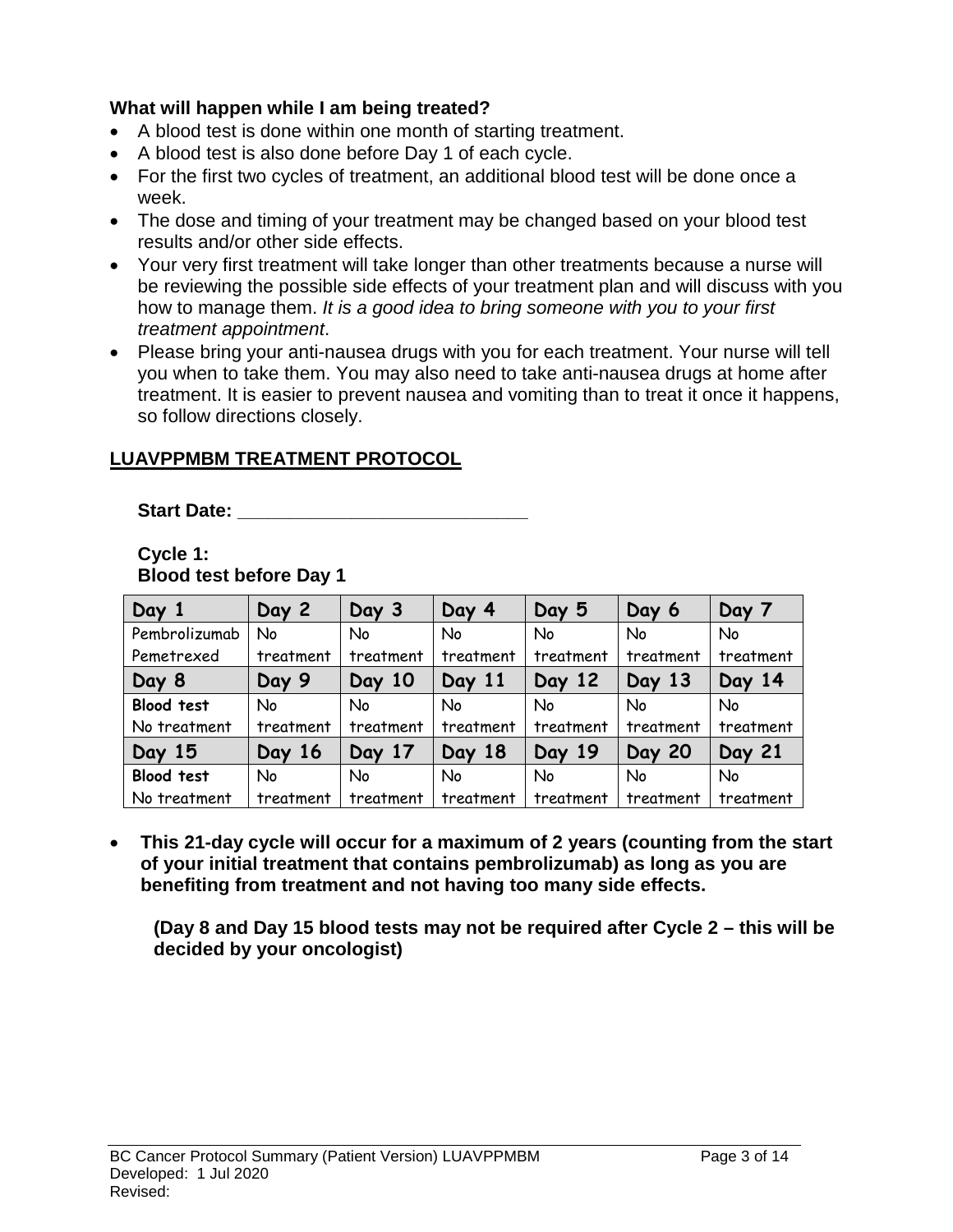**What will happen while I am being treated?**

- A blood test is done within one month of starting treatment.
- A blood test is also done before Day 1 of each cycle.
- For the first two cycles of treatment, an additional blood test will be done once a week.
- The dose and timing of your treatment may be changed based on your blood test results and/or other side effects.
- Your very first treatment will take longer than other treatments because a nurse will be reviewing the possible side effects of your treatment plan and will discuss with you how to manage them. *It is a good idea to bring someone with you to your first treatment appointment*.
- Please bring your anti-nausea drugs with you for each treatment. Your nurse will tell you when to take them. You may also need to take anti-nausea drugs at home after treatment. It is easier to prevent nausea and vomiting than to treat it once it happens, so follow directions closely.

## LUAVPPMBM TREATMENT PROTOCOL

**Start Date: ____________________________**

**Cycle 1:**
**Blood test before Day 1**

| Day 1 | Day 2 | Day 3 | Day 4 | Day 5 | Day 6 | Day 7 |
|---|---|---|---|---|---|---|
| Pembrolizumab Pemetrexed | No treatment | No treatment | No treatment | No treatment | No treatment | No treatment |
| **Day 8** | **Day 9** | **Day 10** | **Day 11** | **Day 12** | **Day 13** | **Day 14** |
| **Blood test** No treatment | No treatment | No treatment | No treatment | No treatment | No treatment | No treatment |
| **Day 15** | **Day 16** | **Day 17** | **Day 18** | **Day 19** | **Day 20** | **Day 21** |
| **Blood test** No treatment | No treatment | No treatment | No treatment | No treatment | No treatment | No treatment |

- **This 21-day cycle will occur for a maximum of 2 years (counting from the start of your initial treatment that contains pembrolizumab) as long as you are benefiting from treatment and not having too many side effects.**

  **(Day 8 and Day 15 blood tests may not be required after Cycle 2 – this will be decided by your oncologist)**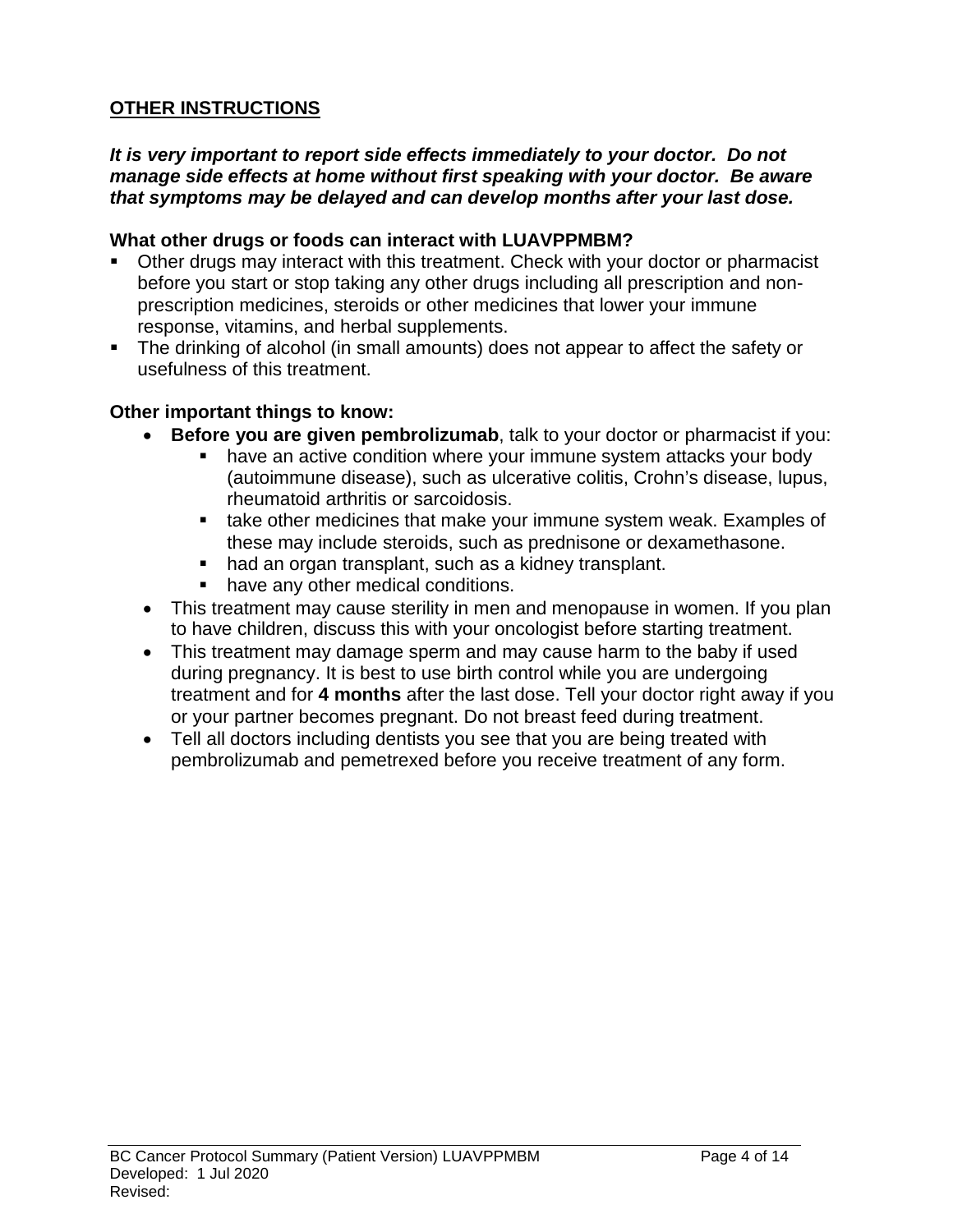## OTHER INSTRUCTIONS

***It is very important to report side effects immediately to your doctor. Do not manage side effects at home without first speaking with your doctor. Be aware that symptoms may be delayed and can develop months after your last dose.***

**What other drugs or foods can interact with LUAVPPMBM?**

- Other drugs may interact with this treatment. Check with your doctor or pharmacist before you start or stop taking any other drugs including all prescription and non-prescription medicines, steroids or other medicines that lower your immune response, vitamins, and herbal supplements.
- The drinking of alcohol (in small amounts) does not appear to affect the safety or usefulness of this treatment.

**Other important things to know:**

- **Before you are given pembrolizumab**, talk to your doctor or pharmacist if you:
  - have an active condition where your immune system attacks your body (autoimmune disease), such as ulcerative colitis, Crohn's disease, lupus, rheumatoid arthritis or sarcoidosis.
  - take other medicines that make your immune system weak. Examples of these may include steroids, such as prednisone or dexamethasone.
  - had an organ transplant, such as a kidney transplant.
  - have any other medical conditions.
- This treatment may cause sterility in men and menopause in women. If you plan to have children, discuss this with your oncologist before starting treatment.
- This treatment may damage sperm and may cause harm to the baby if used during pregnancy. It is best to use birth control while you are undergoing treatment and for **4 months** after the last dose. Tell your doctor right away if you or your partner becomes pregnant. Do not breast feed during treatment.
- Tell all doctors including dentists you see that you are being treated with pembrolizumab and pemetrexed before you receive treatment of any form.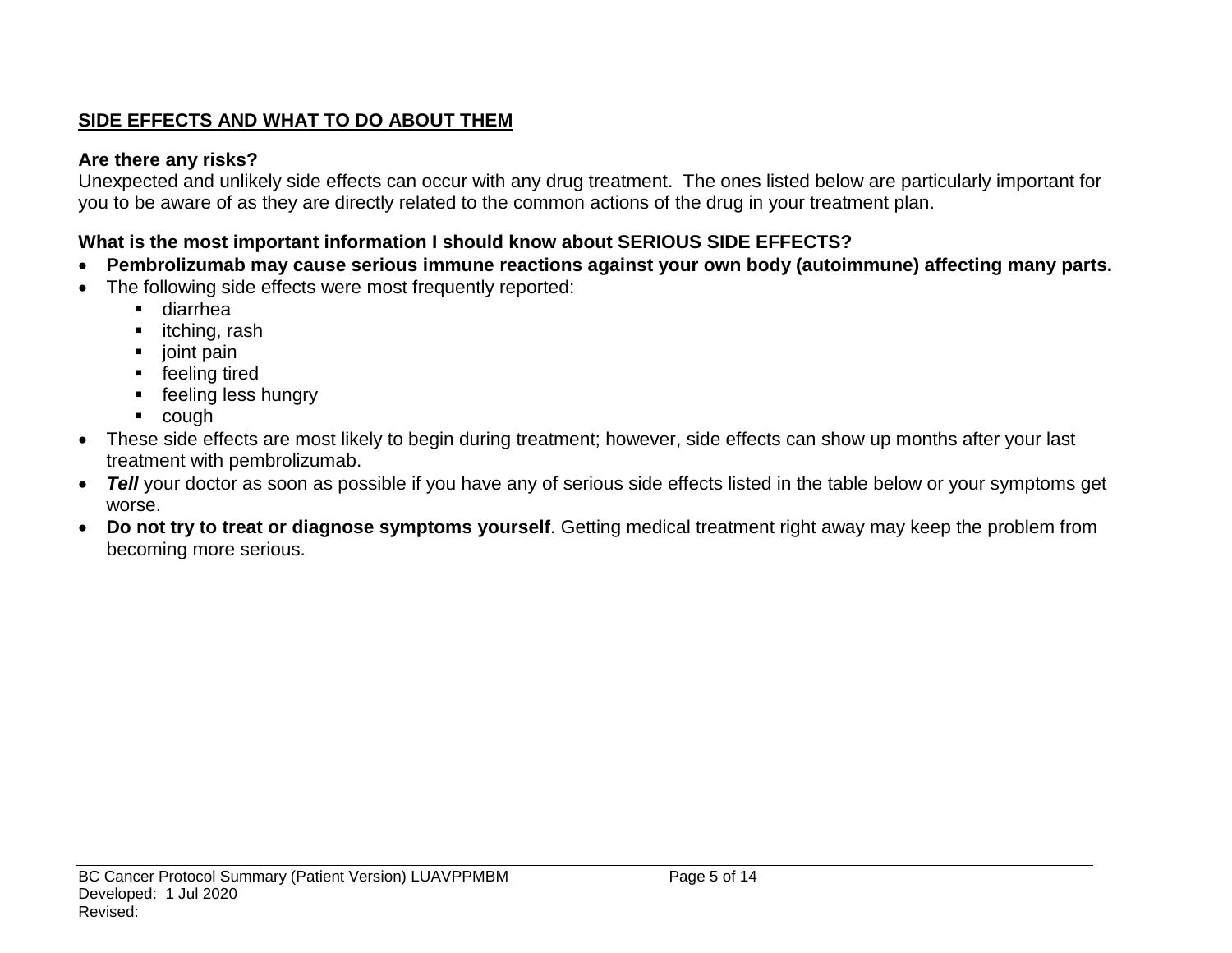## SIDE EFFECTS AND WHAT TO DO ABOUT THEM

**Are there any risks?**

Unexpected and unlikely side effects can occur with any drug treatment. The ones listed below are particularly important for you to be aware of as they are directly related to the common actions of the drug in your treatment plan.

**What is the most important information I should know about SERIOUS SIDE EFFECTS?**

- **Pembrolizumab may cause serious immune reactions against your own body (autoimmune) affecting many parts.**
- The following side effects were most frequently reported:
  - diarrhea
  - itching, rash
  - joint pain
  - feeling tired
  - feeling less hungry
  - cough
- These side effects are most likely to begin during treatment; however, side effects can show up months after your last treatment with pembrolizumab.
- ***Tell*** your doctor as soon as possible if you have any of serious side effects listed in the table below or your symptoms get worse.
- **Do not try to treat or diagnose symptoms yourself**. Getting medical treatment right away may keep the problem from becoming more serious.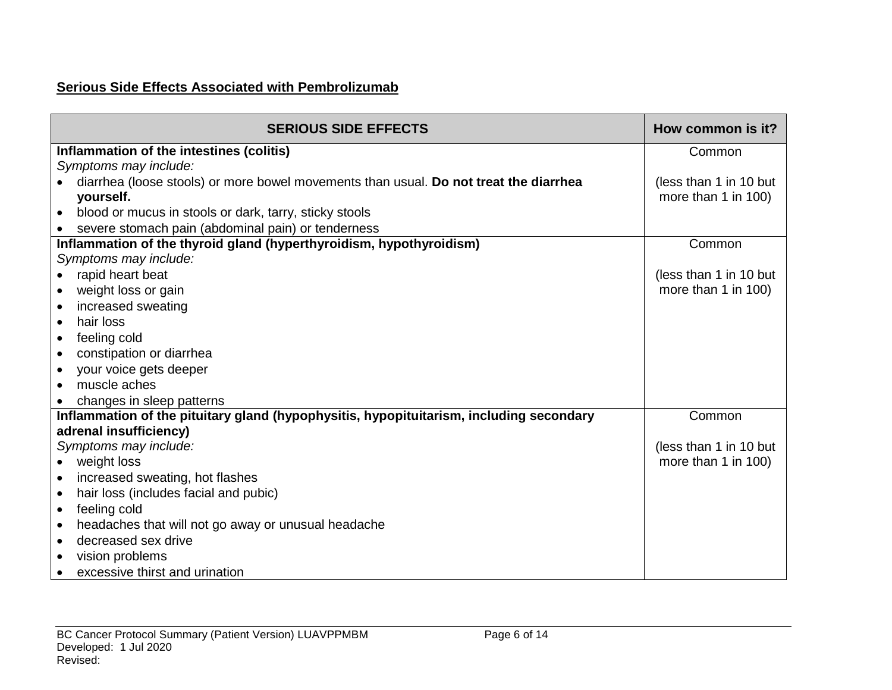**Serious Side Effects Associated with Pembrolizumab**

| SERIOUS SIDE EFFECTS | How common is it? |
|---|---|
| **Inflammation of the intestines (colitis)**<br>*Symptoms may include:*<br>• diarrhea (loose stools) or more bowel movements than usual. **Do not treat the diarrhea yourself.**<br>• blood or mucus in stools or dark, tarry, sticky stools<br>• severe stomach pain (abdominal pain) or tenderness | Common<br><br>(less than 1 in 10 but more than 1 in 100) |
| **Inflammation of the thyroid gland (hyperthyroidism, hypothyroidism)**<br>*Symptoms may include:*<br>• rapid heart beat<br>• weight loss or gain<br>• increased sweating<br>• hair loss<br>• feeling cold<br>• constipation or diarrhea<br>• your voice gets deeper<br>• muscle aches<br>• changes in sleep patterns | Common<br><br>(less than 1 in 10 but more than 1 in 100) |
| **Inflammation of the pituitary gland (hypophysitis, hypopituitarism, including secondary adrenal insufficiency)**<br>*Symptoms may include:*<br>• weight loss<br>• increased sweating, hot flashes<br>• hair loss (includes facial and pubic)<br>• feeling cold<br>• headaches that will not go away or unusual headache<br>• decreased sex drive<br>• vision problems<br>• excessive thirst and urination | Common<br><br>(less than 1 in 10 but more than 1 in 100) |

BC Cancer Protocol Summary (Patient Version) LUAVPPMBM
Developed: 1 Jul 2020
Revised: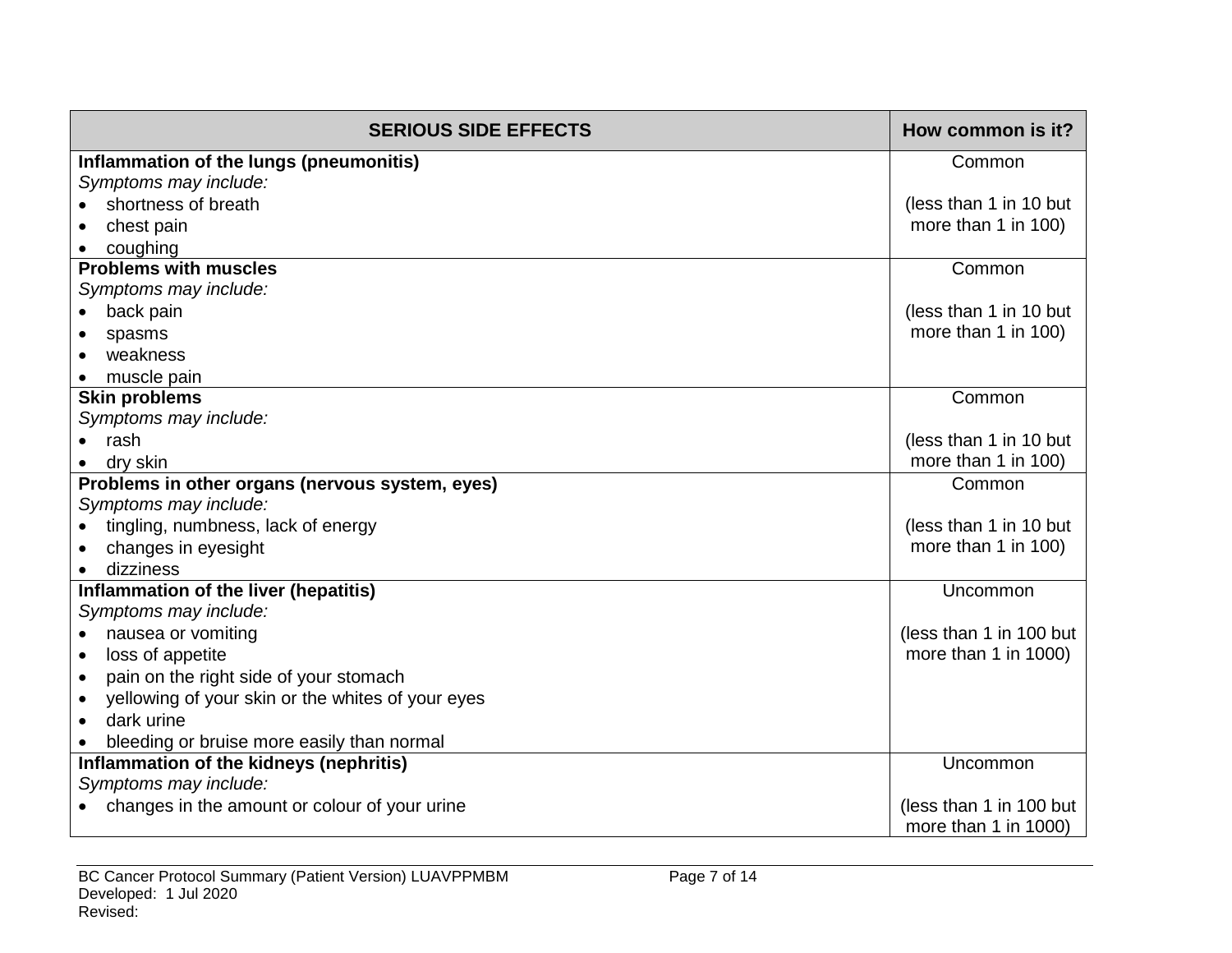| SERIOUS SIDE EFFECTS | How common is it? |
|---|---|
| **Inflammation of the lungs (pneumonitis)**<br>*Symptoms may include:*<br>• shortness of breath<br>• chest pain<br>• coughing | Common<br><br>(less than 1 in 10 but more than 1 in 100) |
| **Problems with muscles**<br>*Symptoms may include:*<br>• back pain<br>• spasms<br>• weakness<br>• muscle pain | Common<br><br>(less than 1 in 10 but more than 1 in 100) |
| **Skin problems**<br>*Symptoms may include:*<br>• rash<br>• dry skin | Common<br><br>(less than 1 in 10 but more than 1 in 100) |
| **Problems in other organs (nervous system, eyes)**<br>*Symptoms may include:*<br>• tingling, numbness, lack of energy<br>• changes in eyesight<br>• dizziness | Common<br><br>(less than 1 in 10 but more than 1 in 100) |
| **Inflammation of the liver (hepatitis)**<br>*Symptoms may include:*<br>• nausea or vomiting<br>• loss of appetite<br>• pain on the right side of your stomach<br>• yellowing of your skin or the whites of your eyes<br>• dark urine<br>• bleeding or bruise more easily than normal | Uncommon<br><br>(less than 1 in 100 but more than 1 in 1000) |
| **Inflammation of the kidneys (nephritis)**<br>*Symptoms may include:*<br>• changes in the amount or colour of your urine | Uncommon<br><br>(less than 1 in 100 but more than 1 in 1000) |

BC Cancer Protocol Summary (Patient Version) LUAVPPMBM
Developed: 1 Jul 2020
Revised: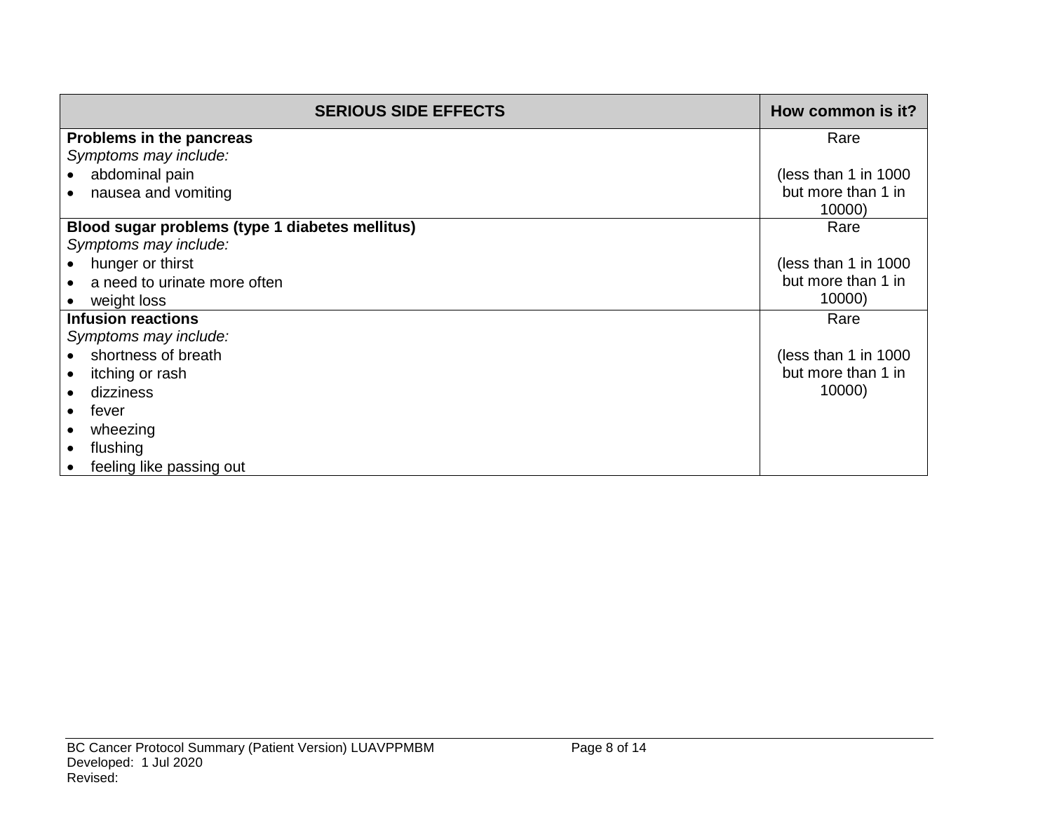| SERIOUS SIDE EFFECTS | How common is it? |
|---|---|
| **Problems in the pancreas**<br>*Symptoms may include:*<br>• abdominal pain<br>• nausea and vomiting | Rare<br><br>(less than 1 in 1000 but more than 1 in 10000) |
| **Blood sugar problems (type 1 diabetes mellitus)**<br>*Symptoms may include:*<br>• hunger or thirst<br>• a need to urinate more often<br>• weight loss | Rare<br><br>(less than 1 in 1000 but more than 1 in 10000) |
| **Infusion reactions**<br>*Symptoms may include:*<br>• shortness of breath<br>• itching or rash<br>• dizziness<br>• fever<br>• wheezing<br>• flushing<br>• feeling like passing out | Rare<br><br>(less than 1 in 1000 but more than 1 in 10000) |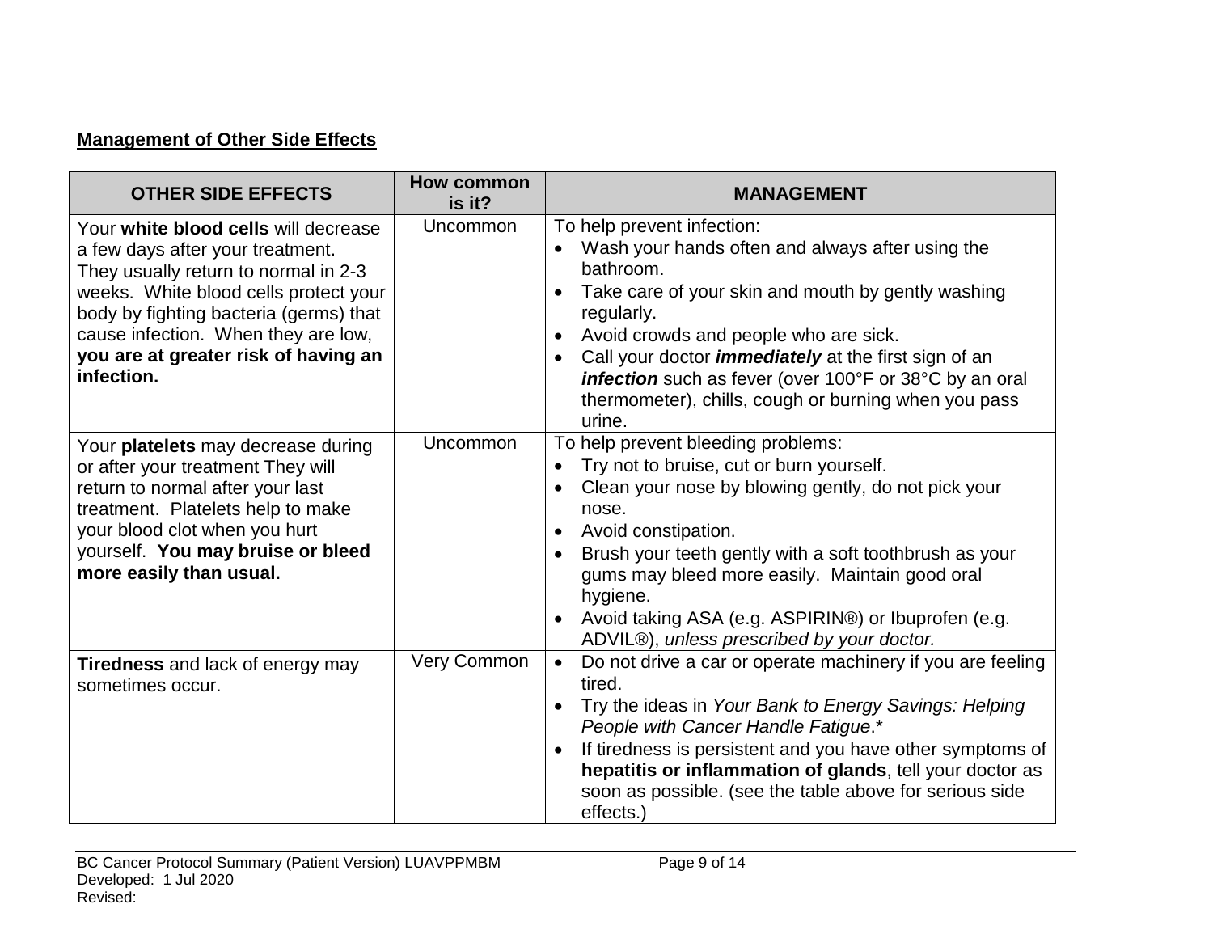**Management of Other Side Effects**

| OTHER SIDE EFFECTS | How common is it? | MANAGEMENT |
|---|---|---|
| Your **white blood cells** will decrease a few days after your treatment. They usually return to normal in 2-3 weeks. White blood cells protect your body by fighting bacteria (germs) that cause infection. When they are low, **you are at greater risk of having an infection.** | Uncommon | To help prevent infection:<br>• Wash your hands often and always after using the bathroom.<br>• Take care of your skin and mouth by gently washing regularly.<br>• Avoid crowds and people who are sick.<br>• Call your doctor ***immediately*** at the first sign of an ***infection*** such as fever (over 100°F or 38°C by an oral thermometer), chills, cough or burning when you pass urine. |
| Your **platelets** may decrease during or after your treatment They will return to normal after your last treatment. Platelets help to make your blood clot when you hurt yourself. **You may bruise or bleed more easily than usual.** | Uncommon | To help prevent bleeding problems:<br>• Try not to bruise, cut or burn yourself.<br>• Clean your nose by blowing gently, do not pick your nose.<br>• Avoid constipation.<br>• Brush your teeth gently with a soft toothbrush as your gums may bleed more easily. Maintain good oral hygiene.<br>• Avoid taking ASA (e.g. ASPIRIN®) or Ibuprofen (e.g. ADVIL®), *unless prescribed by your doctor.* |
| **Tiredness** and lack of energy may sometimes occur. | Very Common | • Do not drive a car or operate machinery if you are feeling tired.<br>• Try the ideas in *Your Bank to Energy Savings: Helping People with Cancer Handle Fatigue*.*<br>• If tiredness is persistent and you have other symptoms of **hepatitis or inflammation of glands**, tell your doctor as soon as possible. (see the table above for serious side effects.) |

BC Cancer Protocol Summary (Patient Version) LUAVPPMBM
Developed: 1 Jul 2020
Revised: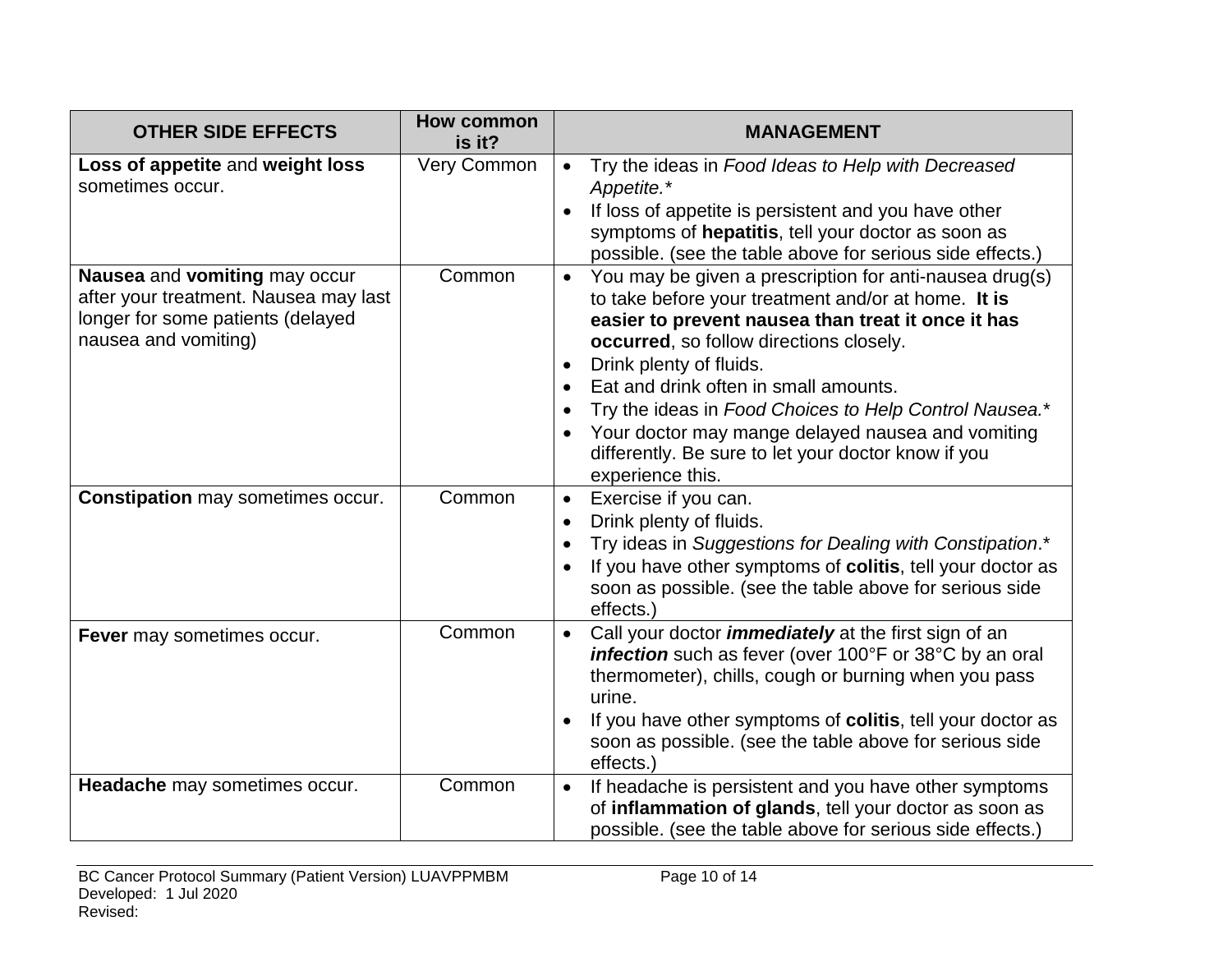| OTHER SIDE EFFECTS | How common is it? | MANAGEMENT |
|---|---|---|
| **Loss of appetite** and **weight loss** sometimes occur. | Very Common | • Try the ideas in *Food Ideas to Help with Decreased Appetite.** <br>• If loss of appetite is persistent and you have other symptoms of **hepatitis**, tell your doctor as soon as possible. (see the table above for serious side effects.) |
| **Nausea** and **vomiting** may occur after your treatment. Nausea may last longer for some patients (delayed nausea and vomiting) | Common | • You may be given a prescription for anti-nausea drug(s) to take before your treatment and/or at home. **It is easier to prevent nausea than treat it once it has occurred**, so follow directions closely. <br>• Drink plenty of fluids. <br>• Eat and drink often in small amounts. <br>• Try the ideas in *Food Choices to Help Control Nausea.** <br>• Your doctor may mange delayed nausea and vomiting differently. Be sure to let your doctor know if you experience this. |
| **Constipation** may sometimes occur. | Common | • Exercise if you can. <br>• Drink plenty of fluids. <br>• Try ideas in *Suggestions for Dealing with Constipation*.* <br>• If you have other symptoms of **colitis**, tell your doctor as soon as possible. (see the table above for serious side effects.) |
| **Fever** may sometimes occur. | Common | • Call your doctor ***immediately*** at the first sign of an ***infection*** such as fever (over 100°F or 38°C by an oral thermometer), chills, cough or burning when you pass urine. <br>• If you have other symptoms of **colitis**, tell your doctor as soon as possible. (see the table above for serious side effects.) |
| **Headache** may sometimes occur. | Common | • If headache is persistent and you have other symptoms of **inflammation of glands**, tell your doctor as soon as possible. (see the table above for serious side effects.) |

BC Cancer Protocol Summary (Patient Version) LUAVPPMBM
Developed: 1 Jul 2020
Revised: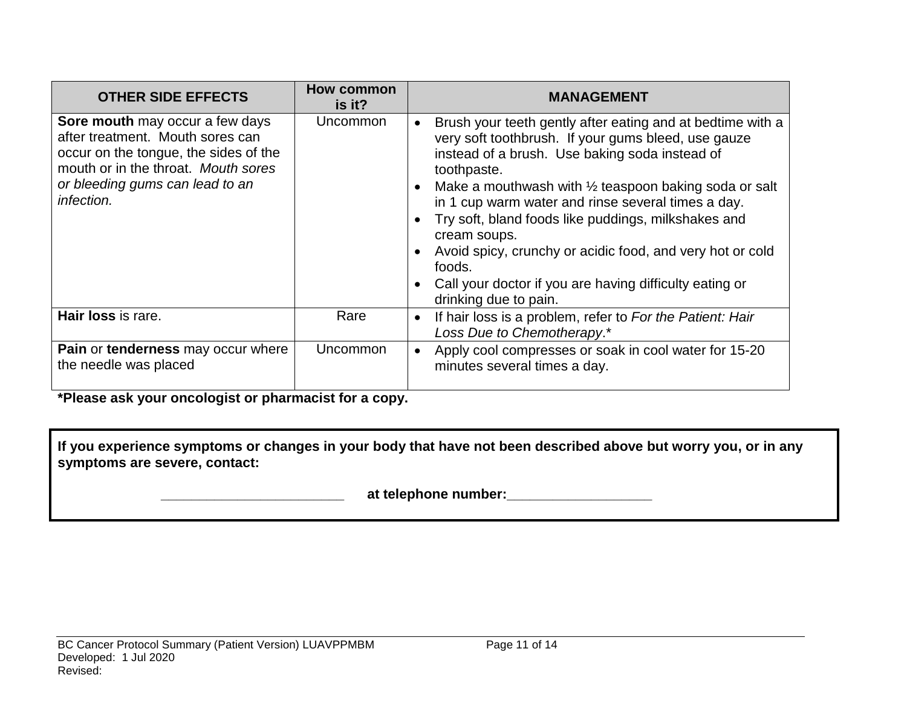| OTHER SIDE EFFECTS | How common is it? | MANAGEMENT |
|---|---|---|
| **Sore mouth** may occur a few days after treatment. Mouth sores can occur on the tongue, the sides of the mouth or in the throat. *Mouth sores or bleeding gums can lead to an infection.* | Uncommon | • Brush your teeth gently after eating and at bedtime with a very soft toothbrush. If your gums bleed, use gauze instead of a brush. Use baking soda instead of toothpaste.<br>• Make a mouthwash with ½ teaspoon baking soda or salt in 1 cup warm water and rinse several times a day.<br>• Try soft, bland foods like puddings, milkshakes and cream soups.<br>• Avoid spicy, crunchy or acidic food, and very hot or cold foods.<br>• Call your doctor if you are having difficulty eating or drinking due to pain. |
| **Hair loss** is rare. | Rare | • If hair loss is a problem, refer to *For the Patient: Hair Loss Due to Chemotherapy*.* |
| **Pain** or **tenderness** may occur where the needle was placed | Uncommon | • Apply cool compresses or soak in cool water for 15-20 minutes several times a day. |

**\*Please ask your oncologist or pharmacist for a copy.**

**If you experience symptoms or changes in your body that have not been described above but worry you, or in any symptoms are severe, contact:**

**________________________ at telephone number:___________________**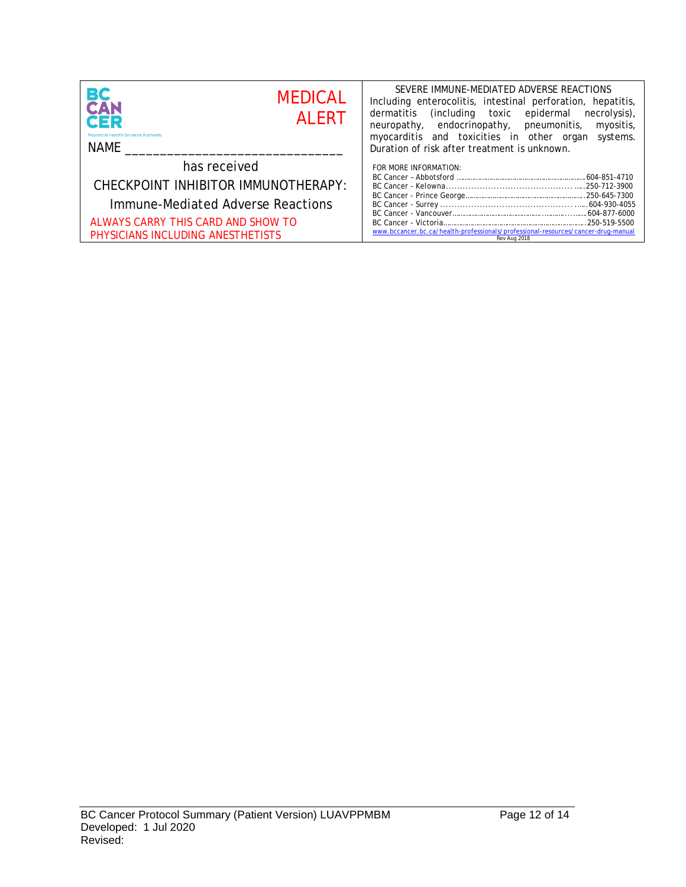BC CANCER
Provincial Health Services Authority

**MEDICAL ALERT**

NAME ______________________________

has received

CHECKPOINT INHIBITOR IMMUNOTHERAPY:

Immune-Mediated Adverse Reactions

ALWAYS CARRY THIS CARD AND SHOW TO PHYSICIANS INCLUDING ANESTHETISTS

SEVERE IMMUNE-MEDIATED ADVERSE REACTIONS

Including enterocolitis, intestinal perforation, hepatitis, dermatitis (including toxic epidermal necrolysis), neuropathy, endocrinopathy, pneumonitis, myositis, myocarditis and toxicities in other organ systems. Duration of risk after treatment is unknown.

FOR MORE INFORMATION:

BC Cancer – Abbotsford ........ 604-851-4710
BC Cancer - Kelowna ........ 250-712-3900
BC Cancer - Prince George ........ 250-645-7300
BC Cancer - Surrey ........ 604-930-4055
BC Cancer - Vancouver ........ 604-877-6000
BC Cancer - Victoria ........ 250-519-5500

www.bccancer.bc.ca/health-professionals/professional-resources/cancer-drug-manual

Rev Aug 2018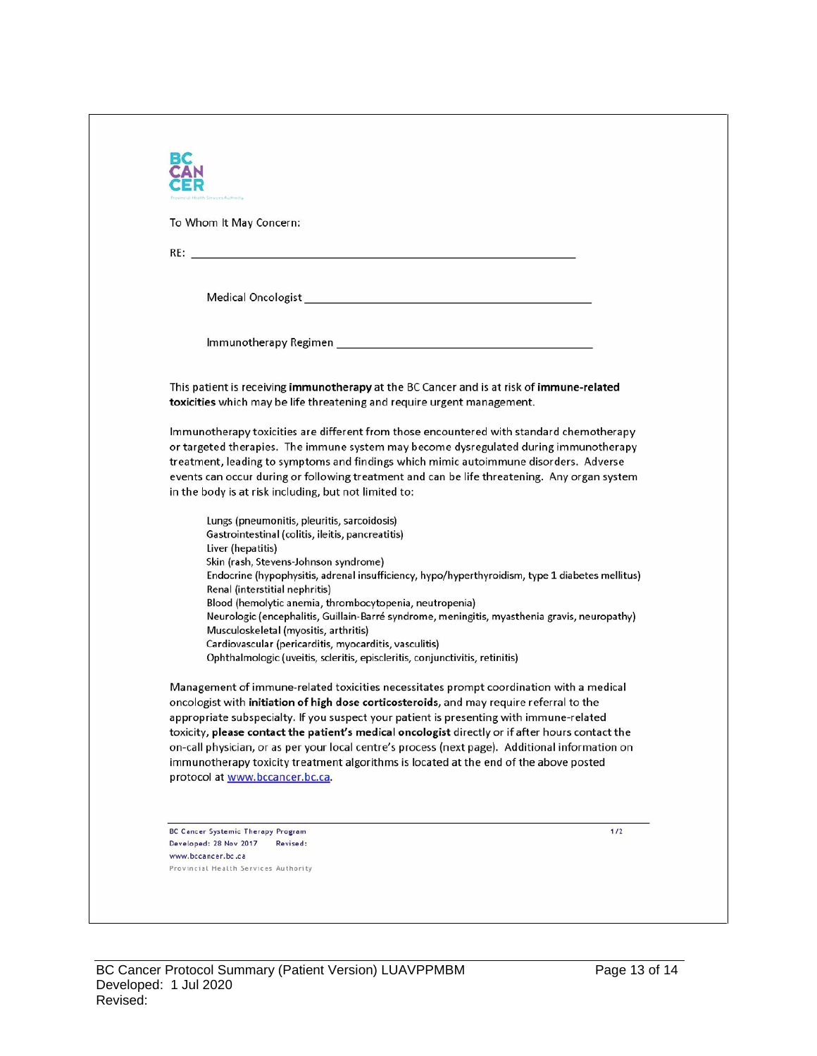BC CANCER

To Whom It May Concern:

RE: ___________________________________________________________

Medical Oncologist _____________________________________________

Immunotherapy Regimen _________________________________________

This patient is receiving **immunotherapy** at the BC Cancer and is at risk of **immune-related toxicities** which may be life threatening and require urgent management.

Immunotherapy toxicities are different from those encountered with standard chemotherapy or targeted therapies. The immune system may become dysregulated during immunotherapy treatment, leading to symptoms and findings which mimic autoimmune disorders. Adverse events can occur during or following treatment and can be life threatening. Any organ system in the body is at risk including, but not limited to:

- Lungs (pneumonitis, pleuritis, sarcoidosis)
- Gastrointestinal (colitis, ileitis, pancreatitis)
- Liver (hepatitis)
- Skin (rash, Stevens-Johnson syndrome)
- Endocrine (hypophysitis, adrenal insufficiency, hypo/hyperthyroidism, type 1 diabetes mellitus)
- Renal (interstitial nephritis)
- Blood (hemolytic anemia, thrombocytopenia, neutropenia)
- Neurologic (encephalitis, Guillain-Barré syndrome, meningitis, myasthenia gravis, neuropathy)
- Musculoskeletal (myositis, arthritis)
- Cardiovascular (pericarditis, myocarditis, vasculitis)
- Ophthalmologic (uveitis, scleritis, episcleritis, conjunctivitis, retinitis)

Management of immune-related toxicities necessitates prompt coordination with a medical oncologist with **initiation of high dose corticosteroids**, and may require referral to the appropriate subspecialty. If you suspect your patient is presenting with immune-related toxicity, **please contact the patient's medical oncologist** directly or if after hours contact the on-call physician, or as per your local centre's process (next page). Additional information on immunotherapy toxicity treatment algorithms is located at the end of the above posted protocol at www.bccancer.bc.ca.

BC Cancer Systemic Therapy Program
Developed: 28 Nov 2017 Revised:
www.bccancer.bc.ca
Provincial Health Services Authority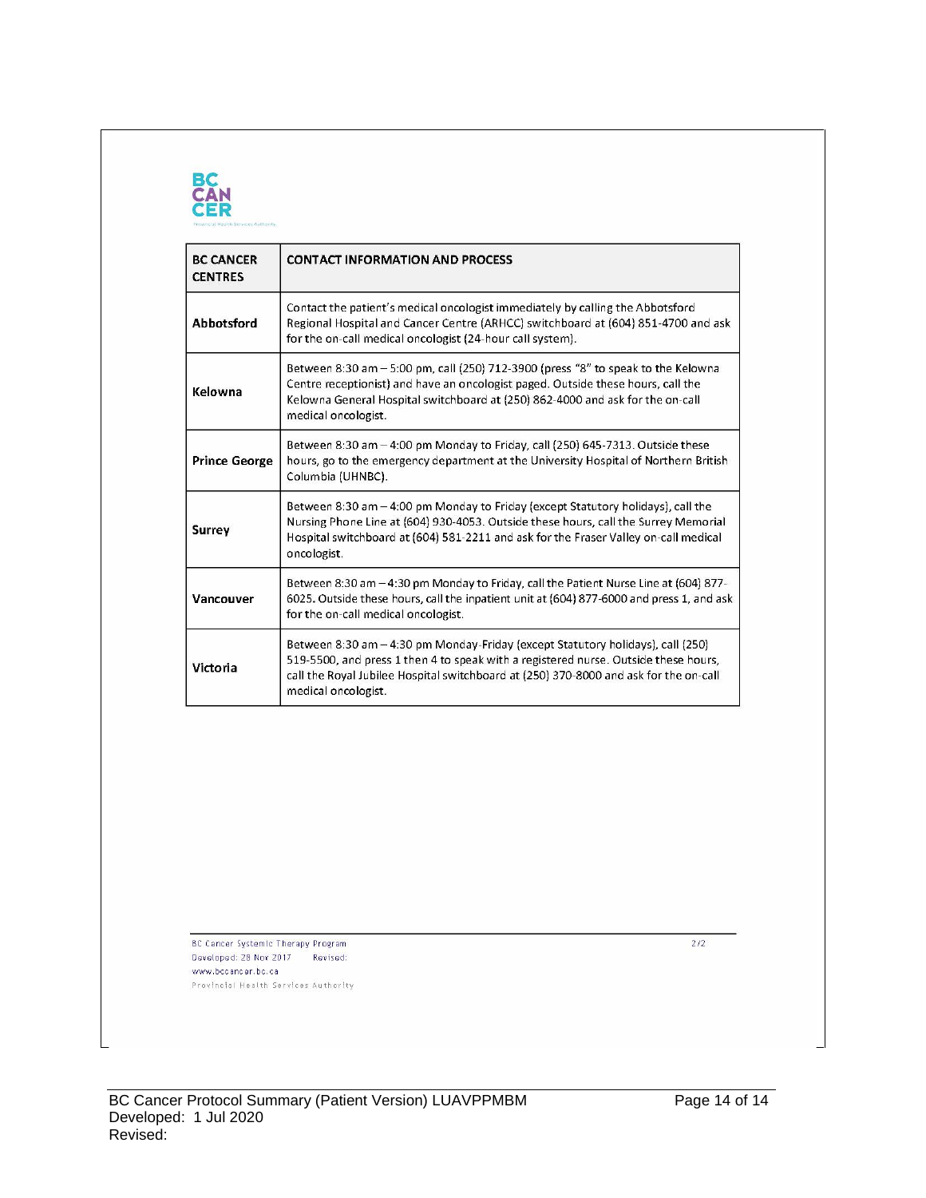| BC CANCER CENTRES | CONTACT INFORMATION AND PROCESS |
|---|---|
| Abbotsford | Contact the patient's medical oncologist immediately by calling the Abbotsford Regional Hospital and Cancer Centre (ARHCC) switchboard at (604) 851-4700 and ask for the on-call medical oncologist (24-hour call system). |
| Kelowna | Between 8:30 am – 5:00 pm, call (250) 712-3900 (press "8" to speak to the Kelowna Centre receptionist) and have an oncologist paged. Outside these hours, call the Kelowna General Hospital switchboard at (250) 862-4000 and ask for the on-call medical oncologist. |
| Prince George | Between 8:30 am – 4:00 pm Monday to Friday, call (250) 645-7313. Outside these hours, go to the emergency department at the University Hospital of Northern British Columbia (UHNBC). |
| Surrey | Between 8:30 am – 4:00 pm Monday to Friday (except Statutory holidays), call the Nursing Phone Line at (604) 930-4053. Outside these hours, call the Surrey Memorial Hospital switchboard at (604) 581-2211 and ask for the Fraser Valley on-call medical oncologist. |
| Vancouver | Between 8:30 am – 4:30 pm Monday to Friday, call the Patient Nurse Line at (604) 877-6025. Outside these hours, call the inpatient unit at (604) 877-6000 and press 1, and ask for the on-call medical oncologist. |
| Victoria | Between 8:30 am – 4:30 pm Monday-Friday (except Statutory holidays), call (250) 519-5500, and press 1 then 4 to speak with a registered nurse. Outside these hours, call the Royal Jubilee Hospital switchboard at (250) 370-8000 and ask for the on-call medical oncologist. |

BC Cancer Systemic Therapy Program
Developed: 28 Nov 2017 Revised:
www.bccancer.bc.ca
Provincial Health Services Authority